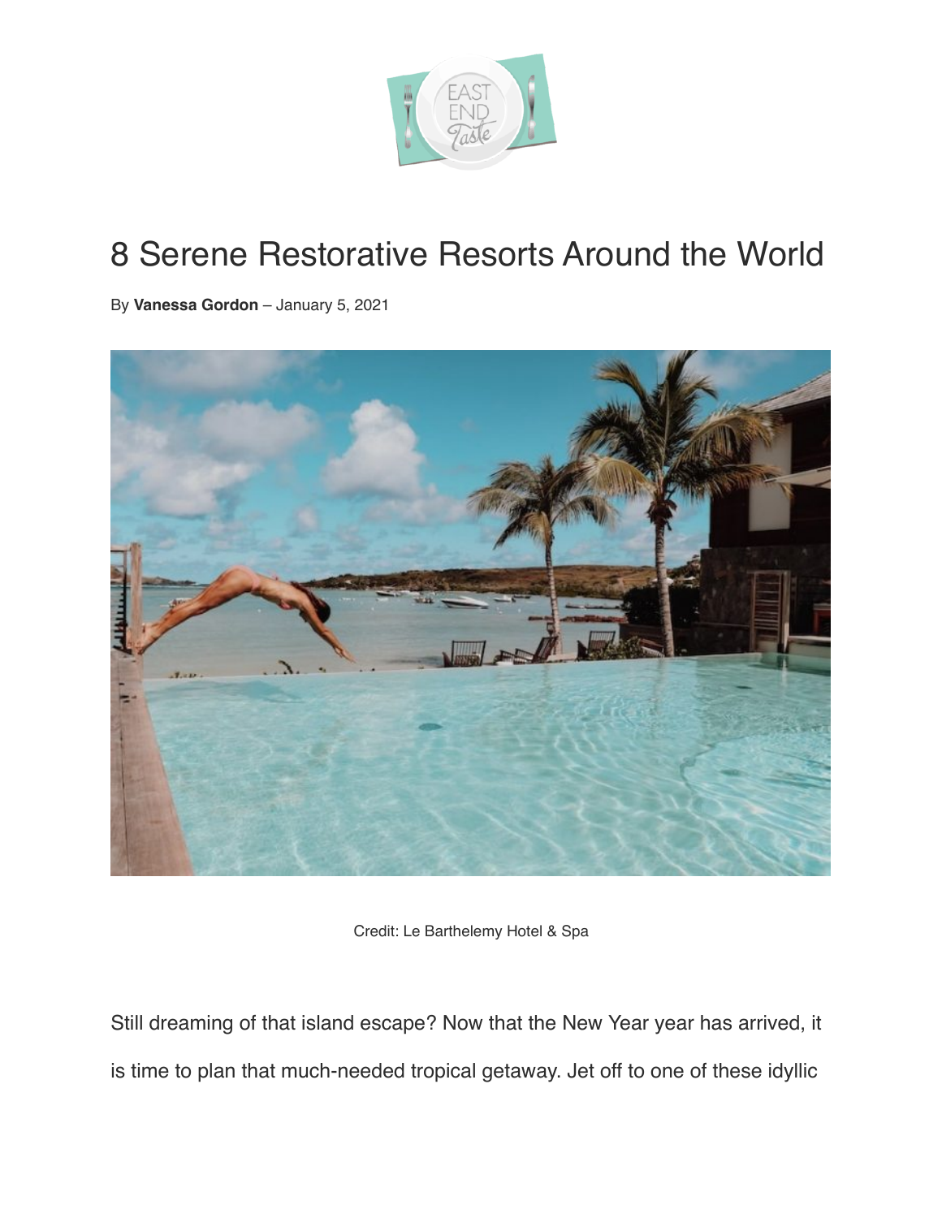# 8 Serene Restorative Resorts Around the World

By **Vanessa Gordon** – January 5, 2021

Credit: Le Barthelemy Hotel & Spa

Still dreaming of that island escape? Now that the New Year year has arrived, it is time to plan that much-needed tropical getaway. Jet off to one of these idyllic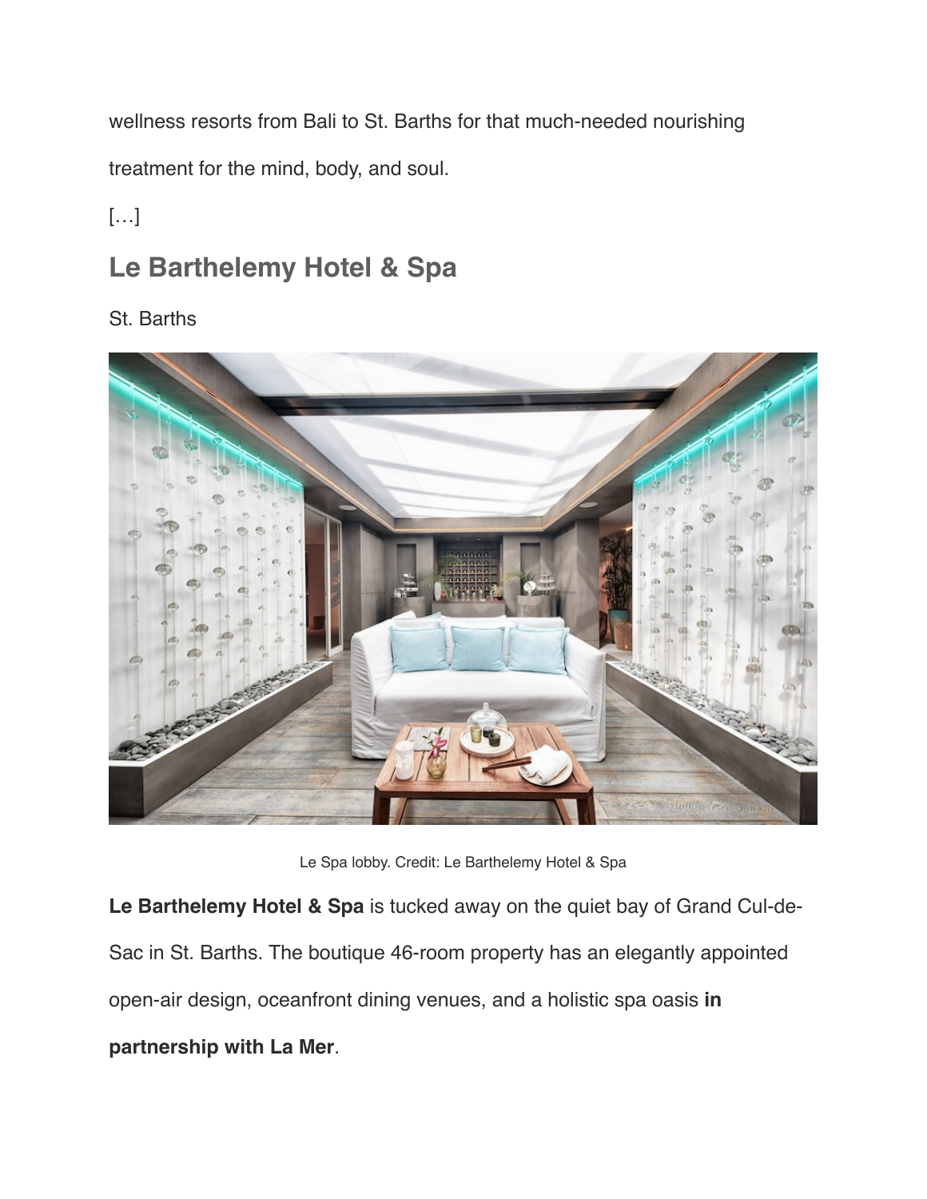wellness resorts from Bali to St. Barths for that much-needed nourishing treatment for the mind, body, and soul.

[…]

## Le Barthelemy Hotel & Spa

St. Barths

Le Spa lobby. Credit: Le Barthelemy Hotel & Spa

**Le Barthelemy Hotel & Spa** is tucked away on the quiet bay of Grand Cul-de-Sac in St. Barths. The boutique 46-room property has an elegantly appointed open-air design, oceanfront dining venues, and a holistic spa oasis **in partnership with La Mer**.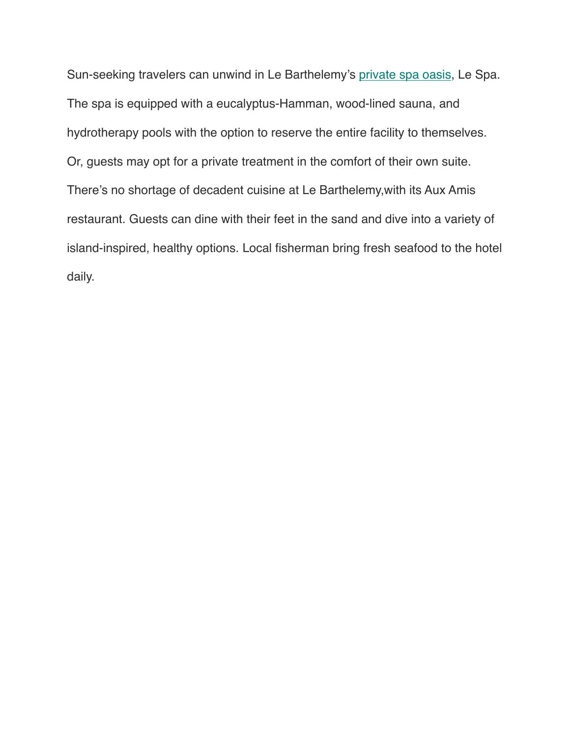Sun-seeking travelers can unwind in Le Barthelemy's private spa oasis, Le Spa. The spa is equipped with a eucalyptus-Hamman, wood-lined sauna, and hydrotherapy pools with the option to reserve the entire facility to themselves. Or, guests may opt for a private treatment in the comfort of their own suite. There's no shortage of decadent cuisine at Le Barthelemy,with its Aux Amis restaurant. Guests can dine with their feet in the sand and dive into a variety of island-inspired, healthy options. Local fisherman bring fresh seafood to the hotel daily.